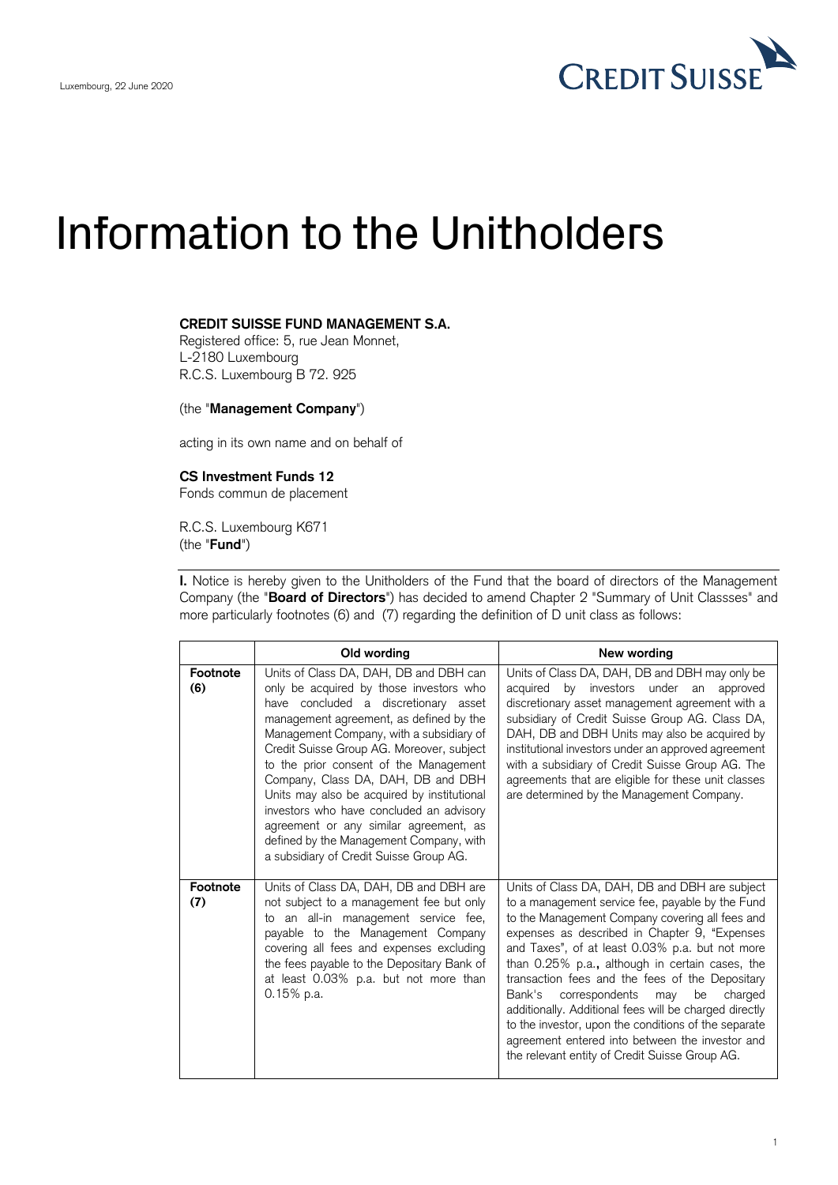Luxembourg, 22 June 2020

CREDIT SUISSE

# Information to the Unitholders

**CREDIT SUISSE FUND MANAGEMENT S.A.**
Registered office: 5, rue Jean Monnet,
L-2180 Luxembourg
R.C.S. Luxembourg B 72. 925

(the "**Management Company**")

acting in its own name and on behalf of

**CS Investment Funds 12**
Fonds commun de placement

R.C.S. Luxembourg K671
(the "**Fund**")

**I.** Notice is hereby given to the Unitholders of the Fund that the board of directors of the Management Company (the "**Board of Directors**") has decided to amend Chapter 2 "Summary of Unit Classses" and more particularly footnotes (6) and (7) regarding the definition of D unit class as follows:

| | Old wording | New wording |
|---|---|---|
| **Footnote (6)** | Units of Class DA, DAH, DB and DBH can only be acquired by those investors who have concluded a discretionary asset management agreement, as defined by the Management Company, with a subsidiary of Credit Suisse Group AG. Moreover, subject to the prior consent of the Management Company, Class DA, DAH, DB and DBH Units may also be acquired by institutional investors who have concluded an advisory agreement or any similar agreement, as defined by the Management Company, with a subsidiary of Credit Suisse Group AG. | Units of Class DA, DAH, DB and DBH may only be acquired by investors under an approved discretionary asset management agreement with a subsidiary of Credit Suisse Group AG. Class DA, DAH, DB and DBH Units may also be acquired by institutional investors under an approved agreement with a subsidiary of Credit Suisse Group AG. The agreements that are eligible for these unit classes are determined by the Management Company. |
| **Footnote (7)** | Units of Class DA, DAH, DB and DBH are not subject to a management fee but only to an all-in management service fee, payable to the Management Company covering all fees and expenses excluding the fees payable to the Depositary Bank of at least 0.03% p.a. but not more than 0.15% p.a. | Units of Class DA, DAH, DB and DBH are subject to a management service fee, payable by the Fund to the Management Company covering all fees and expenses as described in Chapter 9, "Expenses and Taxes", of at least 0.03% p.a. but not more than 0.25% p.a.**,** although in certain cases, the transaction fees and the fees of the Depositary Bank's correspondents may be charged additionally. Additional fees will be charged directly to the investor, upon the conditions of the separate agreement entered into between the investor and the relevant entity of Credit Suisse Group AG. |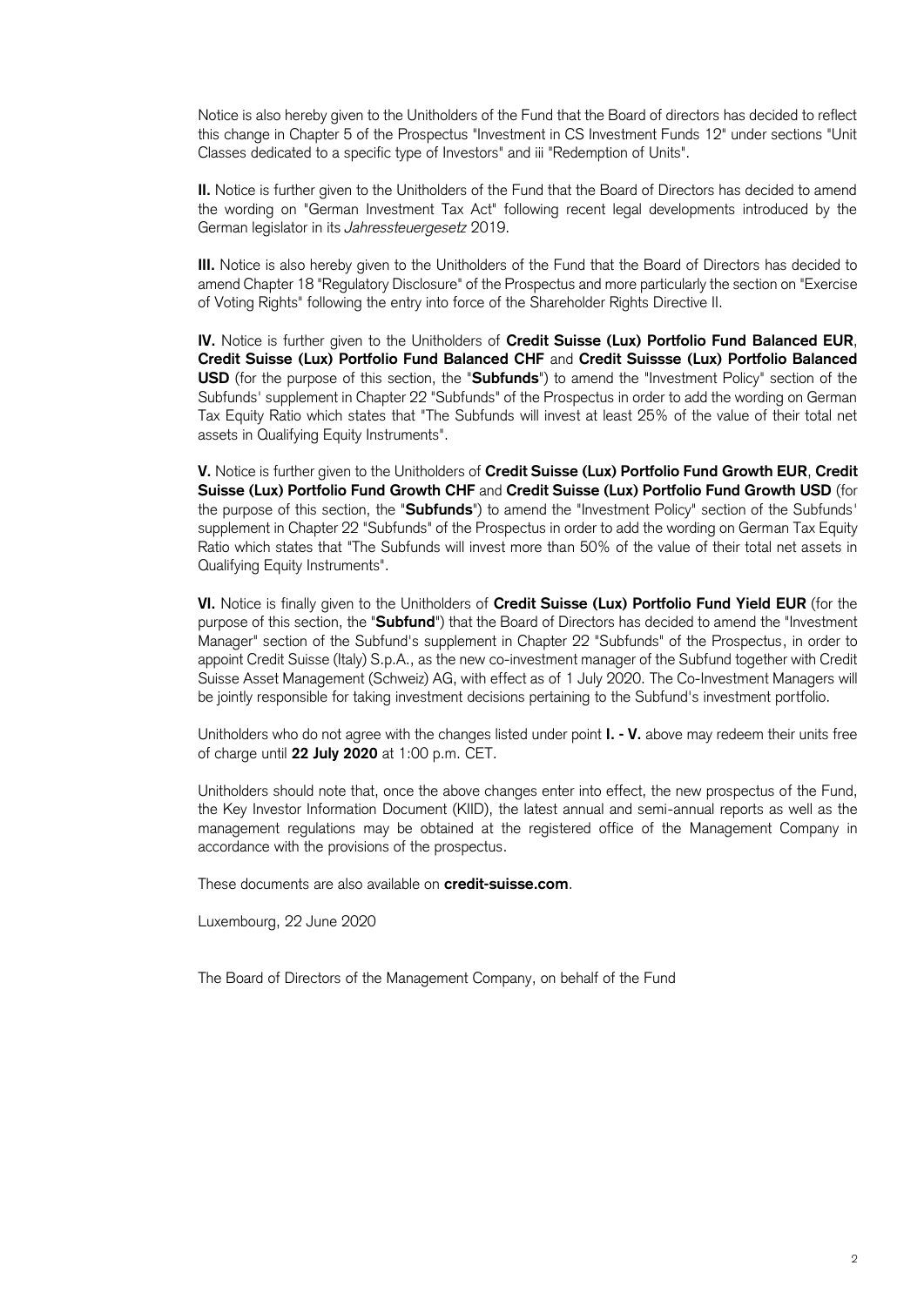Notice is also hereby given to the Unitholders of the Fund that the Board of directors has decided to reflect this change in Chapter 5 of the Prospectus "Investment in CS Investment Funds 12" under sections "Unit Classes dedicated to a specific type of Investors" and iii "Redemption of Units".

**II.** Notice is further given to the Unitholders of the Fund that the Board of Directors has decided to amend the wording on "German Investment Tax Act" following recent legal developments introduced by the German legislator in its *Jahressteuergesetz* 2019.

**III.** Notice is also hereby given to the Unitholders of the Fund that the Board of Directors has decided to amend Chapter 18 "Regulatory Disclosure" of the Prospectus and more particularly the section on "Exercise of Voting Rights" following the entry into force of the Shareholder Rights Directive II.

**IV.** Notice is further given to the Unitholders of **Credit Suisse (Lux) Portfolio Fund Balanced EUR**, **Credit Suisse (Lux) Portfolio Fund Balanced CHF** and **Credit Suissse (Lux) Portfolio Balanced USD** (for the purpose of this section, the "**Subfunds**") to amend the "Investment Policy" section of the Subfunds' supplement in Chapter 22 "Subfunds" of the Prospectus in order to add the wording on German Tax Equity Ratio which states that "The Subfunds will invest at least 25% of the value of their total net assets in Qualifying Equity Instruments".

**V.** Notice is further given to the Unitholders of **Credit Suisse (Lux) Portfolio Fund Growth EUR**, **Credit Suisse (Lux) Portfolio Fund Growth CHF** and **Credit Suisse (Lux) Portfolio Fund Growth USD** (for the purpose of this section, the "**Subfunds**") to amend the "Investment Policy" section of the Subfunds' supplement in Chapter 22 "Subfunds" of the Prospectus in order to add the wording on German Tax Equity Ratio which states that "The Subfunds will invest more than 50% of the value of their total net assets in Qualifying Equity Instruments".

**VI.** Notice is finally given to the Unitholders of **Credit Suisse (Lux) Portfolio Fund Yield EUR** (for the purpose of this section, the "**Subfund**") that the Board of Directors has decided to amend the "Investment Manager" section of the Subfund's supplement in Chapter 22 "Subfunds" of the Prospectus, in order to appoint Credit Suisse (Italy) S.p.A., as the new co-investment manager of the Subfund together with Credit Suisse Asset Management (Schweiz) AG, with effect as of 1 July 2020. The Co-Investment Managers will be jointly responsible for taking investment decisions pertaining to the Subfund's investment portfolio.

Unitholders who do not agree with the changes listed under point **I. - V.** above may redeem their units free of charge until **22 July 2020** at 1:00 p.m. CET.

Unitholders should note that, once the above changes enter into effect, the new prospectus of the Fund, the Key Investor Information Document (KIID), the latest annual and semi-annual reports as well as the management regulations may be obtained at the registered office of the Management Company in accordance with the provisions of the prospectus.

These documents are also available on **credit-suisse.com**.

Luxembourg, 22 June 2020

The Board of Directors of the Management Company, on behalf of the Fund